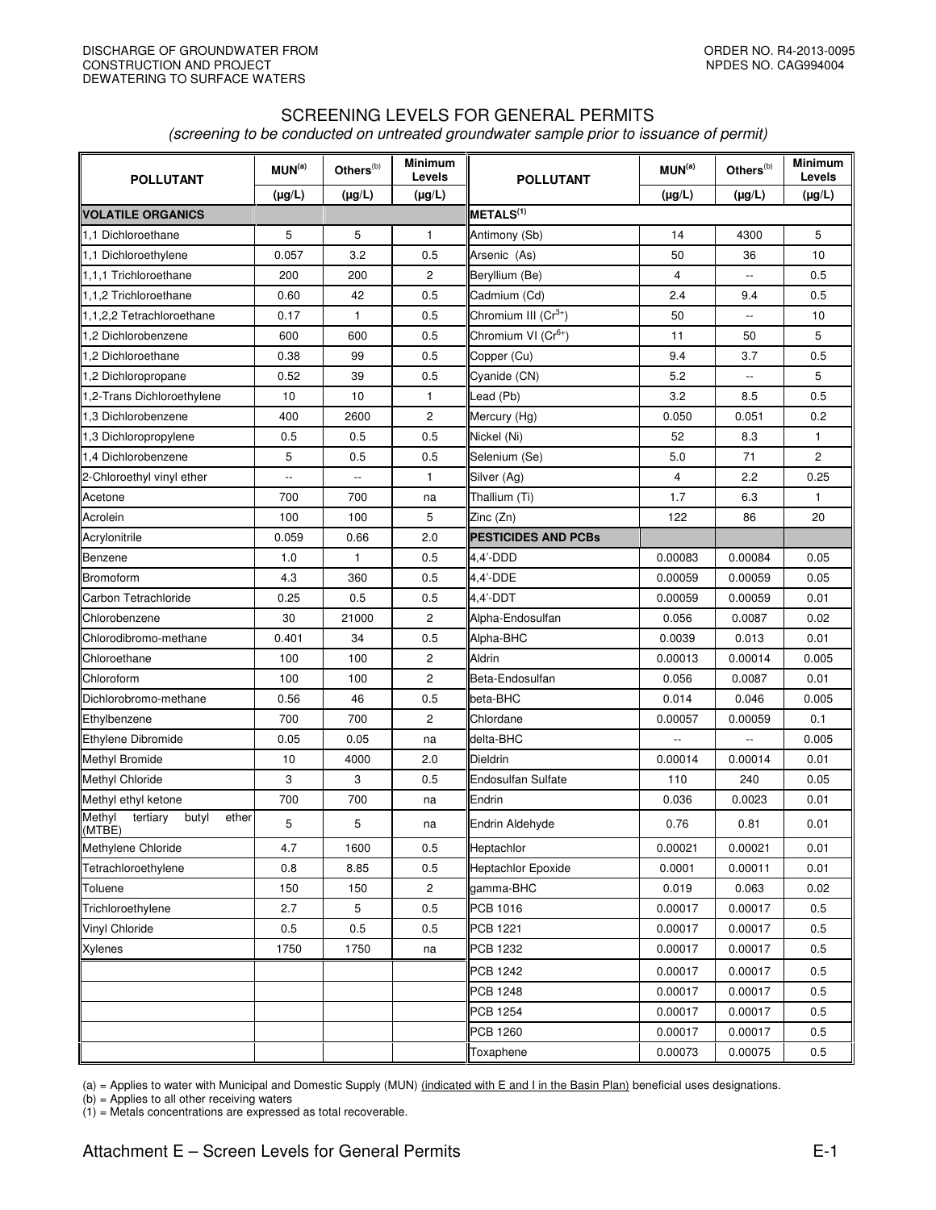DISCHARGE OF GROUNDWATER FROM CONSTRUCTION AND PROJECT DEWATERING TO SURFACE WATERS

ORDER NO. R4-2013-0095
NPDES NO. CAG994004

## SCREENING LEVELS FOR GENERAL PERMITS

*(screening to be conducted on untreated groundwater sample prior to issuance of permit)*

| POLLUTANT | MUN[(a)] | Others[(b)] | Minimum Levels | POLLUTANT | MUN[(a)] | Others[(b)] | Minimum Levels |
|---|---|---|---|---|---|---|---|
| | (µg/L) | (µg/L) | (µg/L) | | (µg/L) | (µg/L) | (µg/L) |
| **VOLATILE ORGANICS** | | | | **METALS[(1)]** | | | |
| 1,1 Dichloroethane | 5 | 5 | 1 | Antimony (Sb) | 14 | 4300 | 5 |
| 1,1 Dichloroethylene | 0.057 | 3.2 | 0.5 | Arsenic (As) | 50 | 36 | 10 |
| 1,1,1 Trichloroethane | 200 | 200 | 2 | Beryllium (Be) | 4 | -- | 0.5 |
| 1,1,2 Trichloroethane | 0.60 | 42 | 0.5 | Cadmium (Cd) | 2.4 | 9.4 | 0.5 |
| 1,1,2,2 Tetrachloroethane | 0.17 | 1 | 0.5 | Chromium III ($Cr^{3+}$) | 50 | -- | 10 |
| 1,2 Dichlorobenzene | 600 | 600 | 0.5 | Chromium VI ($Cr^{6+}$) | 11 | 50 | 5 |
| 1,2 Dichloroethane | 0.38 | 99 | 0.5 | Copper (Cu) | 9.4 | 3.7 | 0.5 |
| 1,2 Dichloropropane | 0.52 | 39 | 0.5 | Cyanide (CN) | 5.2 | -- | 5 |
| 1,2-Trans Dichloroethylene | 10 | 10 | 1 | Lead (Pb) | 3.2 | 8.5 | 0.5 |
| 1,3 Dichlorobenzene | 400 | 2600 | 2 | Mercury (Hg) | 0.050 | 0.051 | 0.2 |
| 1,3 Dichloropropylene | 0.5 | 0.5 | 0.5 | Nickel (Ni) | 52 | 8.3 | 1 |
| 1,4 Dichlorobenzene | 5 | 0.5 | 0.5 | Selenium (Se) | 5.0 | 71 | 2 |
| 2-Chloroethyl vinyl ether | -- | -- | 1 | Silver (Ag) | 4 | 2.2 | 0.25 |
| Acetone | 700 | 700 | na | Thallium (Ti) | 1.7 | 6.3 | 1 |
| Acrolein | 100 | 100 | 5 | Zinc (Zn) | 122 | 86 | 20 |
| Acrylonitrile | 0.059 | 0.66 | 2.0 | **PESTICIDES AND PCBs** | | | |
| Benzene | 1.0 | 1 | 0.5 | 4,4'-DDD | 0.00083 | 0.00084 | 0.05 |
| Bromoform | 4.3 | 360 | 0.5 | 4,4'-DDE | 0.00059 | 0.00059 | 0.05 |
| Carbon Tetrachloride | 0.25 | 0.5 | 0.5 | 4,4'-DDT | 0.00059 | 0.00059 | 0.01 |
| Chlorobenzene | 30 | 21000 | 2 | Alpha-Endosulfan | 0.056 | 0.0087 | 0.02 |
| Chlorodibromo-methane | 0.401 | 34 | 0.5 | Alpha-BHC | 0.0039 | 0.013 | 0.01 |
| Chloroethane | 100 | 100 | 2 | Aldrin | 0.00013 | 0.00014 | 0.005 |
| Chloroform | 100 | 100 | 2 | Beta-Endosulfan | 0.056 | 0.0087 | 0.01 |
| Dichlorobromo-methane | 0.56 | 46 | 0.5 | beta-BHC | 0.014 | 0.046 | 0.005 |
| Ethylbenzene | 700 | 700 | 2 | Chlordane | 0.00057 | 0.00059 | 0.1 |
| Ethylene Dibromide | 0.05 | 0.05 | na | delta-BHC | -- | -- | 0.005 |
| Methyl Bromide | 10 | 4000 | 2.0 | Dieldrin | 0.00014 | 0.00014 | 0.01 |
| Methyl Chloride | 3 | 3 | 0.5 | Endosulfan Sulfate | 110 | 240 | 0.05 |
| Methyl ethyl ketone | 700 | 700 | na | Endrin | 0.036 | 0.0023 | 0.01 |
| Methyl tertiary butyl ether (MTBE) | 5 | 5 | na | Endrin Aldehyde | 0.76 | 0.81 | 0.01 |
| Methylene Chloride | 4.7 | 1600 | 0.5 | Heptachlor | 0.00021 | 0.00021 | 0.01 |
| Tetrachloroethylene | 0.8 | 8.85 | 0.5 | Heptachlor Epoxide | 0.0001 | 0.00011 | 0.01 |
| Toluene | 150 | 150 | 2 | gamma-BHC | 0.019 | 0.063 | 0.02 |
| Trichloroethylene | 2.7 | 5 | 0.5 | PCB 1016 | 0.00017 | 0.00017 | 0.5 |
| Vinyl Chloride | 0.5 | 0.5 | 0.5 | PCB 1221 | 0.00017 | 0.00017 | 0.5 |
| Xylenes | 1750 | 1750 | na | PCB 1232 | 0.00017 | 0.00017 | 0.5 |
| | | | | PCB 1242 | 0.00017 | 0.00017 | 0.5 |
| | | | | PCB 1248 | 0.00017 | 0.00017 | 0.5 |
| | | | | PCB 1254 | 0.00017 | 0.00017 | 0.5 |
| | | | | PCB 1260 | 0.00017 | 0.00017 | 0.5 |
| | | | | Toxaphene | 0.00073 | 0.00075 | 0.5 |

(a) = Applies to water with Municipal and Domestic Supply (MUN) (indicated with E and I in the Basin Plan) beneficial uses designations.
(b) = Applies to all other receiving waters
(1) = Metals concentrations are expressed as total recoverable.

Attachment E – Screen Levels for General Permits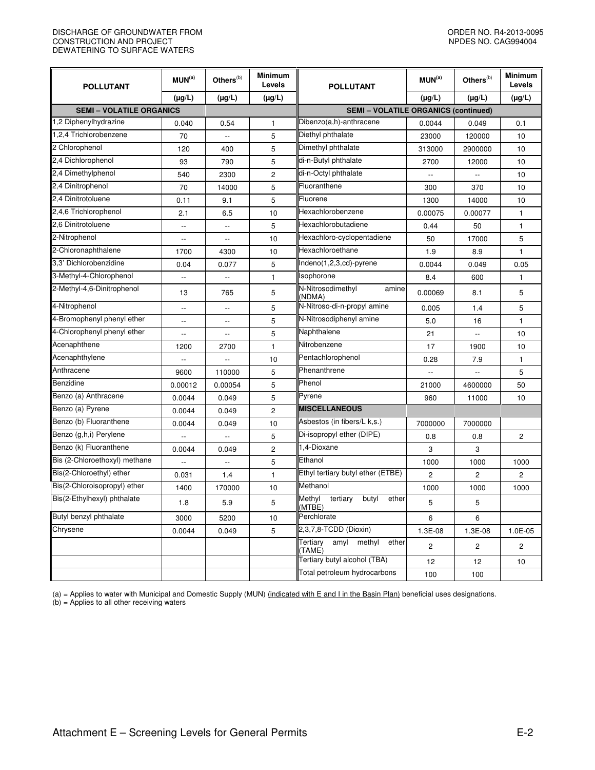| POLLUTANT | MUN[(a)] | Others[(b)] | Minimum Levels | POLLUTANT | MUN[(a)] | Others[(b)] | Minimum Levels |
|---|---|---|---|---|---|---|---|
| | (µg/L) | (µg/L) | (µg/L) | | (µg/L) | (µg/L) | (µg/L) |
| **SEMI – VOLATILE ORGANICS** | | | | **SEMI – VOLATILE ORGANICS (continued)** | | | |
| 1,2 Diphenylhydrazine | 0.040 | 0.54 | 1 | Dibenzo(a,h)-anthracene | 0.0044 | 0.049 | 0.1 |
| 1,2,4 Trichlorobenzene | 70 | -- | 5 | Diethyl phthalate | 23000 | 120000 | 10 |
| 2 Chlorophenol | 120 | 400 | 5 | Dimethyl phthalate | 313000 | 2900000 | 10 |
| 2,4 Dichlorophenol | 93 | 790 | 5 | di-n-Butyl phthalate | 2700 | 12000 | 10 |
| 2,4 Dimethylphenol | 540 | 2300 | 2 | di-n-Octyl phthalate | -- | -- | 10 |
| 2,4 Dinitrophenol | 70 | 14000 | 5 | Fluoranthene | 300 | 370 | 10 |
| 2,4 Dinitrotoluene | 0.11 | 9.1 | 5 | Fluorene | 1300 | 14000 | 10 |
| 2,4,6 Trichlorophenol | 2.1 | 6.5 | 10 | Hexachlorobenzene | 0.00075 | 0.00077 | 1 |
| 2,6 Dinitrotoluene | -- | -- | 5 | Hexachlorobutadiene | 0.44 | 50 | 1 |
| 2-Nitrophenol | -- | -- | 10 | Hexachloro-cyclopentadiene | 50 | 17000 | 5 |
| 2-Chloronaphthalene | 1700 | 4300 | 10 | Hexachloroethane | 1.9 | 8.9 | 1 |
| 3,3' Dichlorobenzidine | 0.04 | 0.077 | 5 | Indeno(1,2,3,cd)-pyrene | 0.0044 | 0.049 | 0.05 |
| 3-Methyl-4-Chlorophenol | -- | -- | 1 | Isophorone | 8.4 | 600 | 1 |
| 2-Methyl-4,6-Dinitrophenol | 13 | 765 | 5 | N-Nitrosodimethyl amine (NDMA) | 0.00069 | 8.1 | 5 |
| 4-Nitrophenol | -- | -- | 5 | N-Nitroso-di-n-propyl amine | 0.005 | 1.4 | 5 |
| 4-Bromophenyl phenyl ether | -- | -- | 5 | N-Nitrosodiphenyl amine | 5.0 | 16 | 1 |
| 4-Chlorophenyl phenyl ether | -- | -- | 5 | Naphthalene | 21 | -- | 10 |
| Acenaphthene | 1200 | 2700 | 1 | Nitrobenzene | 17 | 1900 | 10 |
| Acenaphthylene | -- | -- | 10 | Pentachlorophenol | 0.28 | 7.9 | 1 |
| Anthracene | 9600 | 110000 | 5 | Phenanthrene | -- | -- | 5 |
| Benzidine | 0.00012 | 0.00054 | 5 | Phenol | 21000 | 4600000 | 50 |
| Benzo (a) Anthracene | 0.0044 | 0.049 | 5 | Pyrene | 960 | 11000 | 10 |
| Benzo (a) Pyrene | 0.0044 | 0.049 | 2 | **MISCELLANEOUS** | | | |
| Benzo (b) Fluoranthene | 0.0044 | 0.049 | 10 | Asbestos (in fibers/L k,s.) | 7000000 | 7000000 | |
| Benzo (g,h,i) Perylene | -- | -- | 5 | Di-isopropyl ether (DIPE) | 0.8 | 0.8 | 2 |
| Benzo (k) Fluoranthene | 0.0044 | 0.049 | 2 | 1,4-Dioxane | 3 | 3 | |
| Bis (2-Chloroethoxyl) methane | -- | -- | 5 | Ethanol | 1000 | 1000 | 1000 |
| Bis(2-Chloroethyl) ether | 0.031 | 1.4 | 1 | Ethyl tertiary butyl ether (ETBE) | 2 | 2 | 2 |
| Bis(2-Chloroisopropyl) ether | 1400 | 170000 | 10 | Methanol | 1000 | 1000 | 1000 |
| Bis(2-Ethylhexyl) phthalate | 1.8 | 5.9 | 5 | Methyl tertiary butyl ether (MTBE) | 5 | 5 | |
| Butyl benzyl phthalate | 3000 | 5200 | 10 | Perchlorate | 6 | 6 | |
| Chrysene | 0.0044 | 0.049 | 5 | 2,3,7,8-TCDD (Dioxin) | 1.3E-08 | 1.3E-08 | 1.0E-05 |
| | | | | Tertiary amyl methyl ether (TAME) | 2 | 2 | 2 |
| | | | | Tertiary butyl alcohol (TBA) | 12 | 12 | 10 |
| | | | | Total petroleum hydrocarbons | 100 | 100 | |

(a) = Applies to water with Municipal and Domestic Supply (MUN) (indicated with E and I in the Basin Plan) beneficial uses designations.
(b) = Applies to all other receiving waters